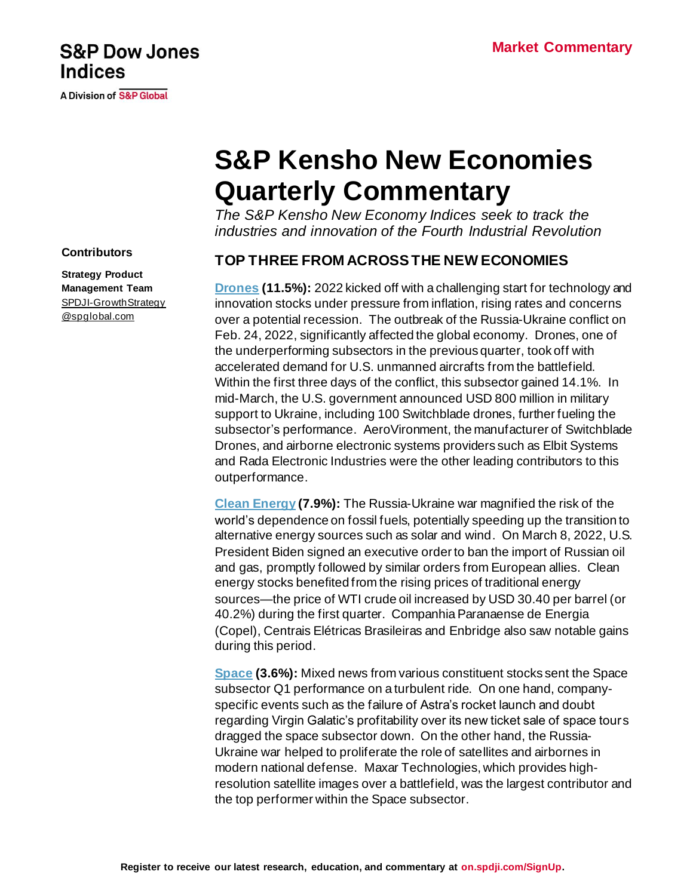S&P Dow Jones Indices

A Division of S&P Global

Market Commentary

# S&P Kensho New Economies Quarterly Commentary

*The S&P Kensho New Economy Indices seek to track the industries and innovation of the Fourth Industrial Revolution*

**Contributors**

**Strategy Product Management Team**
SPDJI-GrowthStrategy@spglobal.com

## TOP THREE FROM ACROSS THE NEW ECONOMIES

**Drones (11.5%):** 2022 kicked off with a challenging start for technology and innovation stocks under pressure from inflation, rising rates and concerns over a potential recession. The outbreak of the Russia-Ukraine conflict on Feb. 24, 2022, significantly affected the global economy. Drones, one of the underperforming subsectors in the previous quarter, took off with accelerated demand for U.S. unmanned aircrafts from the battlefield. Within the first three days of the conflict, this subsector gained 14.1%. In mid-March, the U.S. government announced USD 800 million in military support to Ukraine, including 100 Switchblade drones, further fueling the subsector's performance. AeroVironment, the manufacturer of Switchblade Drones, and airborne electronic systems providers such as Elbit Systems and Rada Electronic Industries were the other leading contributors to this outperformance.

**Clean Energy (7.9%):** The Russia-Ukraine war magnified the risk of the world's dependence on fossil fuels, potentially speeding up the transition to alternative energy sources such as solar and wind. On March 8, 2022, U.S. President Biden signed an executive order to ban the import of Russian oil and gas, promptly followed by similar orders from European allies. Clean energy stocks benefited from the rising prices of traditional energy sources—the price of WTI crude oil increased by USD 30.40 per barrel (or 40.2%) during the first quarter. Companhia Paranaense de Energia (Copel), Centrais Elétricas Brasileiras and Enbridge also saw notable gains during this period.

**Space (3.6%):** Mixed news from various constituent stocks sent the Space subsector Q1 performance on a turbulent ride. On one hand, company-specific events such as the failure of Astra's rocket launch and doubt regarding Virgin Galatic's profitability over its new ticket sale of space tours dragged the space subsector down. On the other hand, the Russia-Ukraine war helped to proliferate the role of satellites and airbornes in modern national defense. Maxar Technologies, which provides high-resolution satellite images over a battlefield, was the largest contributor and the top performer within the Space subsector.

**Register to receive our latest research, education, and commentary at on.spdji.com/SignUp.**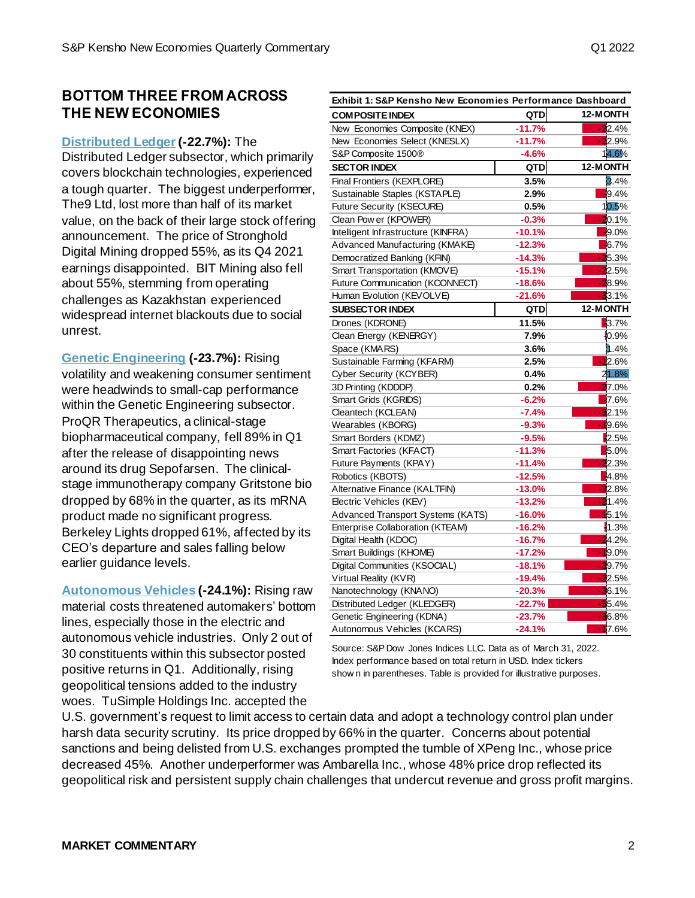## BOTTOM THREE FROM ACROSS THE NEW ECONOMIES

**Distributed Ledger (-22.7%):** The Distributed Ledger subsector, which primarily covers blockchain technologies, experienced a tough quarter. The biggest underperformer, The9 Ltd, lost more than half of its market value, on the back of their large stock offering announcement. The price of Stronghold Digital Mining dropped 55%, as its Q4 2021 earnings disappointed. BIT Mining also fell about 55%, stemming from operating challenges as Kazakhstan experienced widespread internet blackouts due to social unrest.

**Genetic Engineering (-23.7%):** Rising volatility and weakening consumer sentiment were headwinds to small-cap performance within the Genetic Engineering subsector. ProQR Therapeutics, a clinical-stage biopharmaceutical company, fell 89% in Q1 after the release of disappointing news around its drug Sepofarsen. The clinical-stage immunotherapy company Gritstone bio dropped by 68% in the quarter, as its mRNA product made no significant progress. Berkeley Lights dropped 61%, affected by its CEO's departure and sales falling below earlier guidance levels.

**Autonomous Vehicles (-24.1%):** Rising raw material costs threatened automakers' bottom lines, especially those in the electric and autonomous vehicle industries. Only 2 out of 30 constituents within this subsector posted positive returns in Q1. Additionally, rising geopolitical tensions added to the industry woes. TuSimple Holdings Inc. accepted the U.S. government's request to limit access to certain data and adopt a technology control plan under harsh data security scrutiny. Its price dropped by 66% in the quarter. Concerns about potential sanctions and being delisted from U.S. exchanges prompted the tumble of XPeng Inc., whose price decreased 45%. Another underperformer was Ambarella Inc., whose 48% price drop reflected its geopolitical risk and persistent supply chain challenges that undercut revenue and gross profit margins.

**Exhibit 1: S&P Kensho New Economies Performance Dashboard**

| COMPOSITE INDEX | QTD | 12-MONTH |
|---|---|---|
| New Economies Composite (KNEX) | -11.7% | -22.4% |
| New Economies Select (KNESLX) | -11.7% | -22.9% |
| S&P Composite 1500® | -4.6% | 14.6% |
| **SECTOR INDEX** | **QTD** | **12-MONTH** |
| Final Frontiers (KEXPLORE) | 3.5% | 3.4% |
| Sustainable Staples (KSTAPLE) | 2.9% | -9.4% |
| Future Security (KSECURE) | 0.5% | 10.5% |
| Clean Power (KPOWER) | -0.3% | -20.1% |
| Intelligent Infrastructure (KINFRA) | -10.1% | -9.0% |
| Advanced Manufacturing (KMAKE) | -12.3% | -6.7% |
| Democratized Banking (KFIN) | -14.3% | -25.3% |
| Smart Transportation (KMOVE) | -15.1% | -22.5% |
| Future Communication (KCONNECT) | -18.6% | -28.9% |
| Human Evolution (KEVOLVE) | -21.6% | -33.1% |
| **SUBSECTOR INDEX** | **QTD** | **12-MONTH** |
| Drones (KDRONE) | 11.5% | -3.7% |
| Clean Energy (KENERGY) | 7.9% | -0.9% |
| Space (KMARS) | 3.6% | 1.4% |
| Sustainable Farming (KFARM) | 2.5% | -12.6% |
| Cyber Security (KCYBER) | 0.4% | 21.8% |
| 3D Printing (KDDDP) | 0.2% | -27.0% |
| Smart Grids (KGRIDS) | -6.2% | -7.6% |
| Cleantech (KCLEAN) | -7.4% | -32.1% |
| Wearables (KBORG) | -9.3% | -19.6% |
| Smart Borders (KDMZ) | -9.5% | -2.5% |
| Smart Factories (KFACT) | -11.3% | -5.0% |
| Future Payments (KPAY) | -11.4% | -22.3% |
| Robotics (KBOTS) | -12.5% | -4.8% |
| Alternative Finance (KALTFIN) | -13.0% | -22.8% |
| Electric Vehicles (KEV) | -13.2% | -21.4% |
| Advanced Transport Systems (KATS) | -16.0% | -15.1% |
| Enterprise Collaboration (KTEAM) | -16.2% | -1.3% |
| Digital Health (KDOC) | -16.7% | -24.2% |
| Smart Buildings (KHOME) | -17.2% | -19.0% |
| Digital Communities (KSOCIAL) | -18.1% | -39.7% |
| Virtual Reality (KVR) | -19.4% | -22.5% |
| Nanotechnology (KNANO) | -20.3% | -36.1% |
| Distributed Ledger (KLEDGER) | -22.7% | -55.4% |
| Genetic Engineering (KDNA) | -23.7% | -36.8% |
| Autonomous Vehicles (KCARS) | -24.1% | -17.6% |

Source: S&P Dow Jones Indices LLC. Data as of March 31, 2022. Index performance based on total return in USD. Index tickers shown in parentheses. Table is provided for illustrative purposes.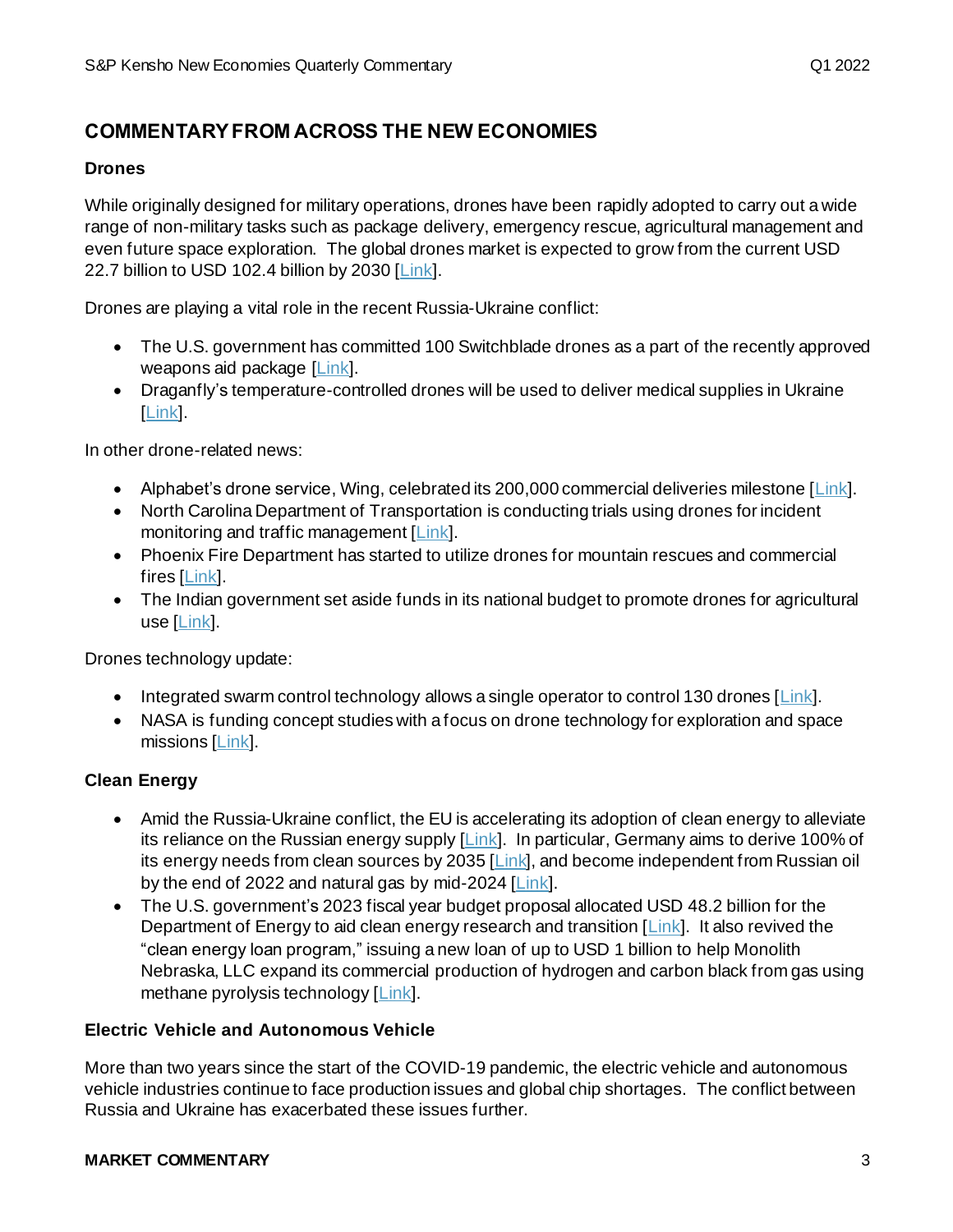## COMMENTARY FROM ACROSS THE NEW ECONOMIES

### Drones

While originally designed for military operations, drones have been rapidly adopted to carry out a wide range of non-military tasks such as package delivery, emergency rescue, agricultural management and even future space exploration. The global drones market is expected to grow from the current USD 22.7 billion to USD 102.4 billion by 2030 [Link].

Drones are playing a vital role in the recent Russia-Ukraine conflict:

- The U.S. government has committed 100 Switchblade drones as a part of the recently approved weapons aid package [Link].
- Draganfly's temperature-controlled drones will be used to deliver medical supplies in Ukraine [Link].

In other drone-related news:

- Alphabet's drone service, Wing, celebrated its 200,000 commercial deliveries milestone [Link].
- North Carolina Department of Transportation is conducting trials using drones for incident monitoring and traffic management [Link].
- Phoenix Fire Department has started to utilize drones for mountain rescues and commercial fires [Link].
- The Indian government set aside funds in its national budget to promote drones for agricultural use [Link].

Drones technology update:

- Integrated swarm control technology allows a single operator to control 130 drones [Link].
- NASA is funding concept studies with a focus on drone technology for exploration and space missions [Link].

### Clean Energy

- Amid the Russia-Ukraine conflict, the EU is accelerating its adoption of clean energy to alleviate its reliance on the Russian energy supply [Link]. In particular, Germany aims to derive 100% of its energy needs from clean sources by 2035 [Link], and become independent from Russian oil by the end of 2022 and natural gas by mid-2024 [Link].
- The U.S. government's 2023 fiscal year budget proposal allocated USD 48.2 billion for the Department of Energy to aid clean energy research and transition [Link]. It also revived the "clean energy loan program," issuing a new loan of up to USD 1 billion to help Monolith Nebraska, LLC expand its commercial production of hydrogen and carbon black from gas using methane pyrolysis technology [Link].

### Electric Vehicle and Autonomous Vehicle

More than two years since the start of the COVID-19 pandemic, the electric vehicle and autonomous vehicle industries continue to face production issues and global chip shortages. The conflict between Russia and Ukraine has exacerbated these issues further.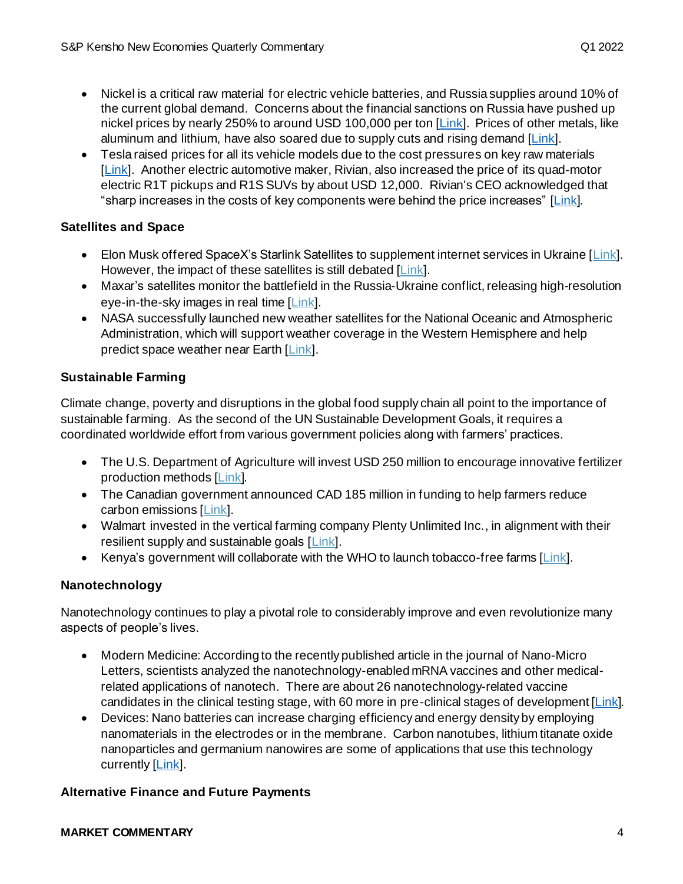- Nickel is a critical raw material for electric vehicle batteries, and Russia supplies around 10% of the current global demand. Concerns about the financial sanctions on Russia have pushed up nickel prices by nearly 250% to around USD 100,000 per ton [Link]. Prices of other metals, like aluminum and lithium, have also soared due to supply cuts and rising demand [Link].
- Tesla raised prices for all its vehicle models due to the cost pressures on key raw materials [Link]. Another electric automotive maker, Rivian, also increased the price of its quad-motor electric R1T pickups and R1S SUVs by about USD 12,000. Rivian's CEO acknowledged that "sharp increases in the costs of key components were behind the price increases" [Link].

### Satellites and Space

- Elon Musk offered SpaceX's Starlink Satellites to supplement internet services in Ukraine [Link]. However, the impact of these satellites is still debated [Link].
- Maxar's satellites monitor the battlefield in the Russia-Ukraine conflict, releasing high-resolution eye-in-the-sky images in real time [Link].
- NASA successfully launched new weather satellites for the National Oceanic and Atmospheric Administration, which will support weather coverage in the Western Hemisphere and help predict space weather near Earth [Link].

### Sustainable Farming

Climate change, poverty and disruptions in the global food supply chain all point to the importance of sustainable farming. As the second of the UN Sustainable Development Goals, it requires a coordinated worldwide effort from various government policies along with farmers' practices.

- The U.S. Department of Agriculture will invest USD 250 million to encourage innovative fertilizer production methods [Link].
- The Canadian government announced CAD 185 million in funding to help farmers reduce carbon emissions [Link].
- Walmart invested in the vertical farming company Plenty Unlimited Inc., in alignment with their resilient supply and sustainable goals [Link].
- Kenya's government will collaborate with the WHO to launch tobacco-free farms [Link].

### Nanotechnology

Nanotechnology continues to play a pivotal role to considerably improve and even revolutionize many aspects of people's lives.

- Modern Medicine: According to the recently published article in the journal of Nano-Micro Letters, scientists analyzed the nanotechnology-enabled mRNA vaccines and other medical-related applications of nanotech. There are about 26 nanotechnology-related vaccine candidates in the clinical testing stage, with 60 more in pre-clinical stages of development [Link].
- Devices: Nano batteries can increase charging efficiency and energy density by employing nanomaterials in the electrodes or in the membrane. Carbon nanotubes, lithium titanate oxide nanoparticles and germanium nanowires are some of applications that use this technology currently [Link].

### Alternative Finance and Future Payments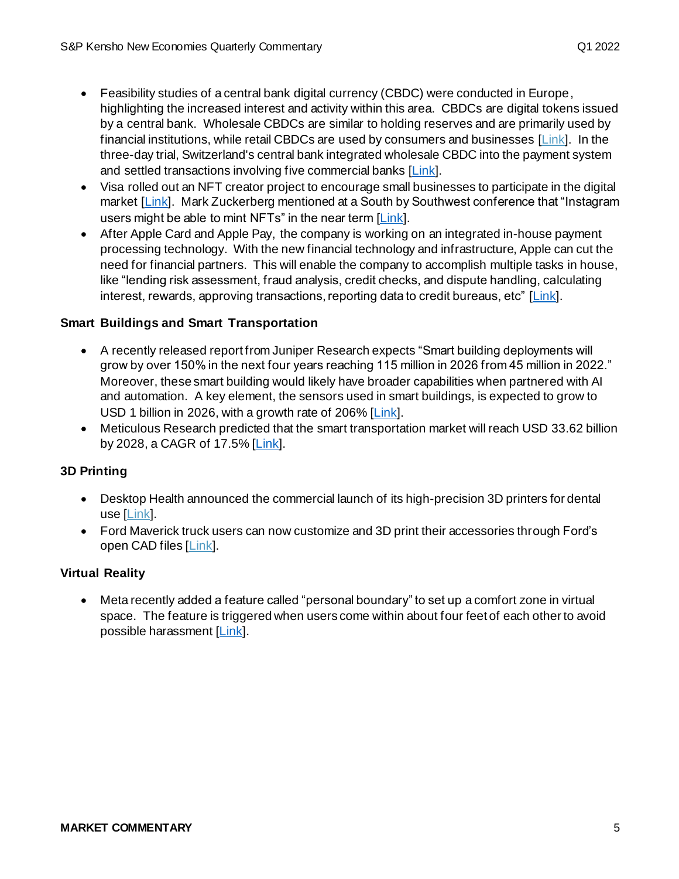- Feasibility studies of a central bank digital currency (CBDC) were conducted in Europe, highlighting the increased interest and activity within this area. CBDCs are digital tokens issued by a central bank. Wholesale CBDCs are similar to holding reserves and are primarily used by financial institutions, while retail CBDCs are used by consumers and businesses [Link]. In the three-day trial, Switzerland's central bank integrated wholesale CBDC into the payment system and settled transactions involving five commercial banks [Link].
- Visa rolled out an NFT creator project to encourage small businesses to participate in the digital market [Link]. Mark Zuckerberg mentioned at a South by Southwest conference that "Instagram users might be able to mint NFTs" in the near term [Link].
- After Apple Card and Apple Pay, the company is working on an integrated in-house payment processing technology. With the new financial technology and infrastructure, Apple can cut the need for financial partners. This will enable the company to accomplish multiple tasks in house, like "lending risk assessment, fraud analysis, credit checks, and dispute handling, calculating interest, rewards, approving transactions, reporting data to credit bureaus, etc" [Link].

### Smart Buildings and Smart Transportation

- A recently released report from Juniper Research expects "Smart building deployments will grow by over 150% in the next four years reaching 115 million in 2026 from 45 million in 2022." Moreover, these smart building would likely have broader capabilities when partnered with AI and automation. A key element, the sensors used in smart buildings, is expected to grow to USD 1 billion in 2026, with a growth rate of 206% [Link].
- Meticulous Research predicted that the smart transportation market will reach USD 33.62 billion by 2028, a CAGR of 17.5% [Link].

### 3D Printing

- Desktop Health announced the commercial launch of its high-precision 3D printers for dental use [Link].
- Ford Maverick truck users can now customize and 3D print their accessories through Ford's open CAD files [Link].

### Virtual Reality

- Meta recently added a feature called "personal boundary" to set up a comfort zone in virtual space. The feature is triggered when users come within about four feet of each other to avoid possible harassment [Link].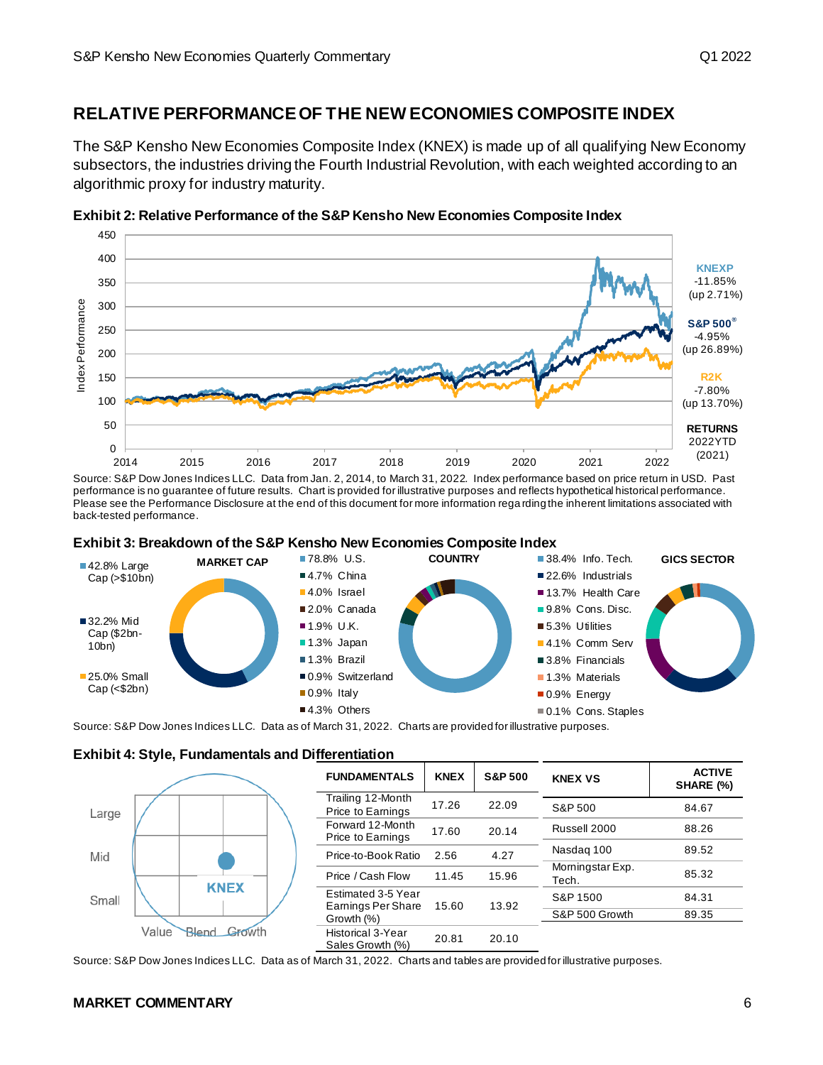## RELATIVE PERFORMANCE OF THE NEW ECONOMIES COMPOSITE INDEX

The S&P Kensho New Economies Composite Index (KNEX) is made up of all qualifying New Economy subsectors, the industries driving the Fourth Industrial Revolution, with each weighted according to an algorithmic proxy for industry maturity.

**Exhibit 2: Relative Performance of the S&P Kensho New Economies Composite Index**

| RETURNS | 2022YTD | (2021) |
|---|---|---|
| KNEXP | -11.85% | (up 2.71%) |
| S&P 500® | -4.95% | (up 26.89%) |
| R2K | -7.80% | (up 13.70%) |

Source: S&P Dow Jones Indices LLC. Data from Jan. 2, 2014, to March 31, 2022. Index performance based on price return in USD. Past performance is no guarantee of future results. Chart is provided for illustrative purposes and reflects hypothetical historical performance. Please see the Performance Disclosure at the end of this document for more information regarding the inherent limitations associated with back-tested performance.

**Exhibit 3: Breakdown of the S&P Kensho New Economies Composite Index**

**MARKET CAP**
- 42.8% Large Cap (>$10bn)
- 32.2% Mid Cap ($2bn-10bn)
- 25.0% Small Cap (<$2bn)

**COUNTRY**
- 78.8% U.S.
- 4.7% China
- 4.0% Israel
- 2.0% Canada
- 1.9% U.K.
- 1.3% Japan
- 1.3% Brazil
- 0.9% Switzerland
- 0.9% Italy
- 4.3% Others

**GICS SECTOR**
- 38.4% Info. Tech.
- 22.6% Industrials
- 13.7% Health Care
- 9.8% Cons. Disc.
- 5.3% Utilities
- 4.1% Comm Serv
- 3.8% Financials
- 1.3% Materials
- 0.9% Energy
- 0.1% Cons. Staples

Source: S&P Dow Jones Indices LLC. Data as of March 31, 2022. Charts are provided for illustrative purposes.

**Exhibit 4: Style, Fundamentals and Differentiation**

| FUNDAMENTALS | KNEX | S&P 500 |
|---|---|---|
| Trailing 12-Month Price to Earnings | 17.26 | 22.09 |
| Forward 12-Month Price to Earnings | 17.60 | 20.14 |
| Price-to-Book Ratio | 2.56 | 4.27 |
| Price / Cash Flow | 11.45 | 15.96 |
| Estimated 3-5 Year Earnings Per Share Growth (%) | 15.60 | 13.92 |
| Historical 3-Year Sales Growth (%) | 20.81 | 20.10 |

| KNEX VS | ACTIVE SHARE (%) |
|---|---|
| S&P 500 | 84.67 |
| Russell 2000 | 88.26 |
| Nasdaq 100 | 89.52 |
| Morningstar Exp. Tech. | 85.32 |
| S&P 1500 | 84.31 |
| S&P 500 Growth | 89.35 |

Source: S&P Dow Jones Indices LLC. Data as of March 31, 2022. Charts and tables are provided for illustrative purposes.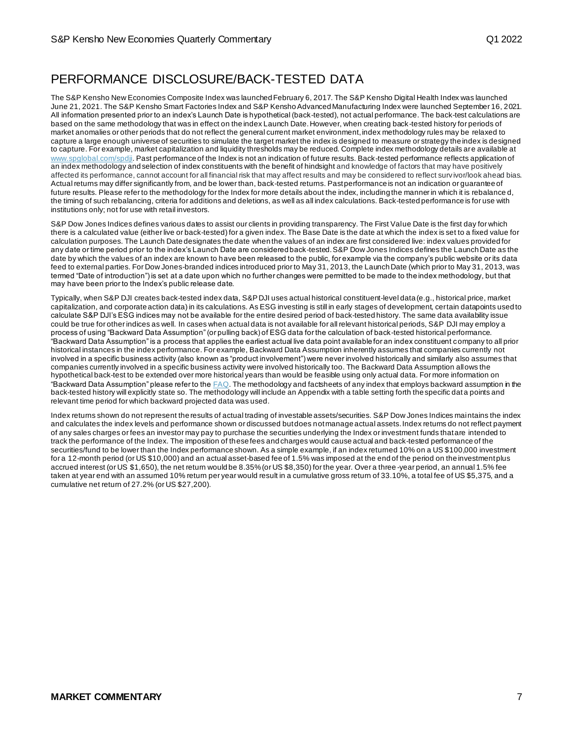## PERFORMANCE DISCLOSURE/BACK-TESTED DATA

The S&P Kensho New Economies Composite Index was launched February 6, 2017. The S&P Kensho Digital Health Index was launched June 21, 2021. The S&P Kensho Smart Factories Index and S&P Kensho Advanced Manufacturing Index were launched September 16, 2021. All information presented prior to an index's Launch Date is hypothetical (back-tested), not actual performance. The back-test calculations are based on the same methodology that was in effect on the index Launch Date. However, when creating back-tested history for periods of market anomalies or other periods that do not reflect the general current market environment, index methodology rules may be relaxed to capture a large enough universe of securities to simulate the target market the index is designed to measure or strategy the index is designed to capture. For example, market capitalization and liquidity thresholds may be reduced. Complete index methodology details are available at [www.spglobal.com/spdji](www.spglobal.com/spdji). Past performance of the Index is not an indication of future results. Back-tested performance reflects application of an index methodology and selection of index constituents with the benefit of hindsight and knowledge of factors that may have positively affected its performance, cannot account for all financial risk that may affect results and may be considered to reflect survivor/look ahead bias. Actual returns may differ significantly from, and be lower than, back-tested returns. Past performance is not an indication or guarantee of future results. Please refer to the methodology for the Index for more details about the index, including the manner in which it is rebalanced, the timing of such rebalancing, criteria for additions and deletions, as well as all index calculations. Back-tested performance is for use with institutions only; not for use with retail investors.

S&P Dow Jones Indices defines various dates to assist our clients in providing transparency. The First Value Date is the first day for which there is a calculated value (either live or back-tested) for a given index. The Base Date is the date at which the index is set to a fixed value for calculation purposes. The Launch Date designates the date when the values of an index are first considered live: index values provided for any date or time period prior to the index's Launch Date are considered back-tested. S&P Dow Jones Indices defines the Launch Date as the date by which the values of an index are known to have been released to the public, for example via the company's public website or its data feed to external parties. For Dow Jones-branded indices introduced prior to May 31, 2013, the Launch Date (which prior to May 31, 2013, was termed "Date of introduction") is set at a date upon which no further changes were permitted to be made to the index methodology, but that may have been prior to the Index's public release date.

Typically, when S&P DJI creates back-tested index data, S&P DJI uses actual historical constituent-level data (e.g., historical price, market capitalization, and corporate action data) in its calculations. As ESG investing is still in early stages of development, certain datapoints used to calculate S&P DJI's ESG indices may not be available for the entire desired period of back-tested history. The same data availability issue could be true for other indices as well. In cases when actual data is not available for all relevant historical periods, S&P DJI may employ a process of using "Backward Data Assumption" (or pulling back) of ESG data for the calculation of back-tested historical performance. "Backward Data Assumption" is a process that applies the earliest actual live data point available for an index constituent company to all prior historical instances in the index performance. For example, Backward Data Assumption inherently assumes that companies currently not involved in a specific business activity (also known as "product involvement") were never involved historically and similarly also assumes that companies currently involved in a specific business activity were involved historically too. The Backward Data Assumption allows the hypothetical back-test to be extended over more historical years than would be feasible using only actual data. For more information on "Backward Data Assumption" please refer to the FAQ. The methodology and factsheets of any index that employs backward assumption in the back-tested history will explicitly state so. The methodology will include an Appendix with a table setting forth the specific data points and relevant time period for which backward projected data was used.

Index returns shown do not represent the results of actual trading of investable assets/securities. S&P Dow Jones Indices maintains the index and calculates the index levels and performance shown or discussed but does not manage actual assets. Index returns do not reflect payment of any sales charges or fees an investor may pay to purchase the securities underlying the Index or investment funds that are intended to track the performance of the Index. The imposition of these fees and charges would cause actual and back-tested performance of the securities/fund to be lower than the Index performance shown. As a simple example, if an index returned 10% on a US $100,000 investment for a 12-month period (or US $10,000) and an actual asset-based fee of 1.5% was imposed at the end of the period on the investment plus accrued interest (or US $1,650), the net return would be 8.35% (or US $8,350) for the year. Over a three-year period, an annual 1.5% fee taken at year end with an assumed 10% return per year would result in a cumulative gross return of 33.10%, a total fee of US $5,375, and a cumulative net return of 27.2% (or US $27,200).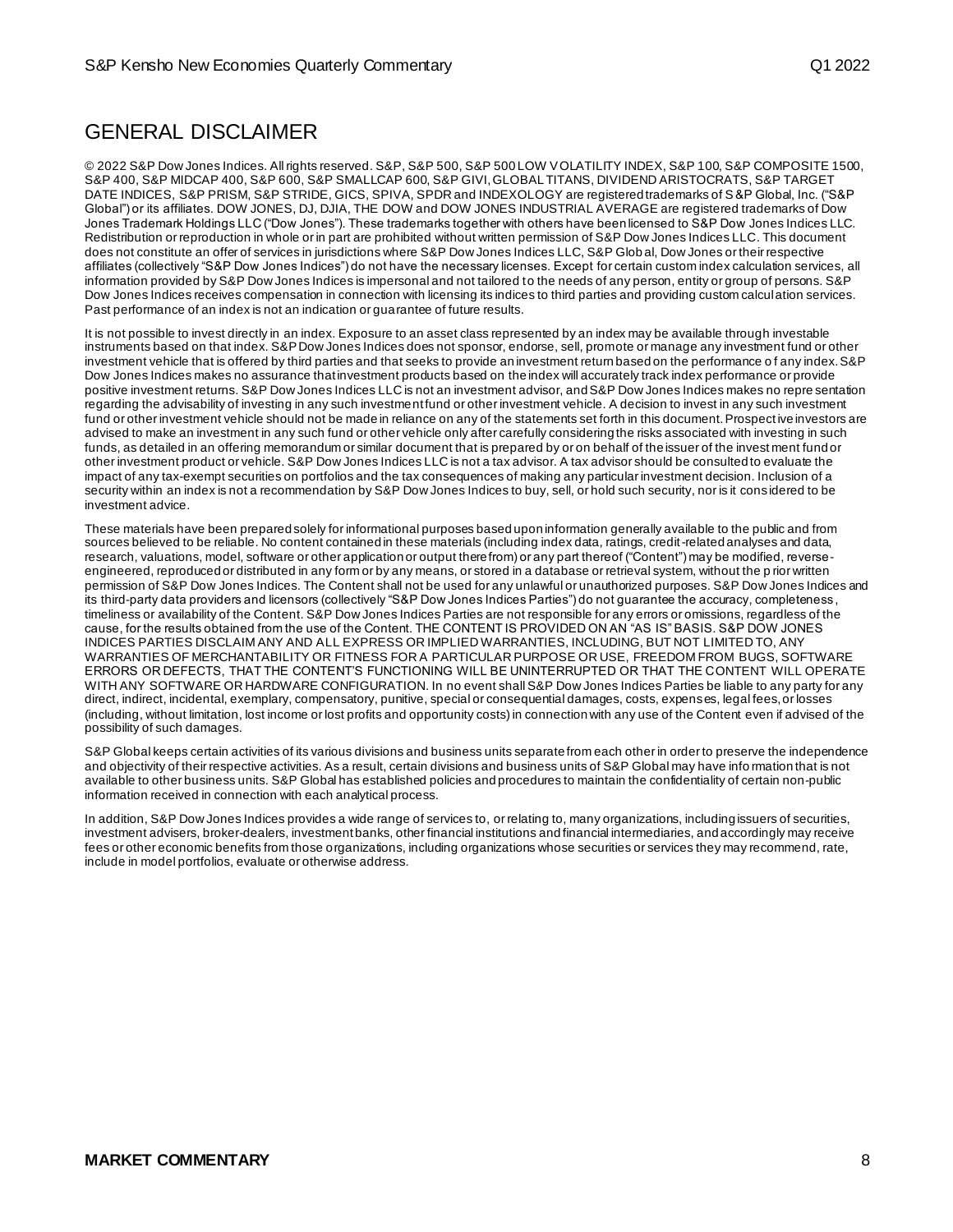# GENERAL DISCLAIMER

© 2022 S&P Dow Jones Indices. All rights reserved. S&P, S&P 500, S&P 500 LOW VOLATILITY INDEX, S&P 100, S&P COMPOSITE 1500, S&P 400, S&P MIDCAP 400, S&P 600, S&P SMALLCAP 600, S&P GIVI, GLOBAL TITANS, DIVIDEND ARISTOCRATS, S&P TARGET DATE INDICES, S&P PRISM, S&P STRIDE, GICS, SPIVA, SPDR and INDEXOLOGY are registered trademarks of S&P Global, Inc. ("S&P Global") or its affiliates. DOW JONES, DJ, DJIA, THE DOW and DOW JONES INDUSTRIAL AVERAGE are registered trademarks of Dow Jones Trademark Holdings LLC ("Dow Jones"). These trademarks together with others have been licensed to S&P Dow Jones Indices LLC. Redistribution or reproduction in whole or in part are prohibited without written permission of S&P Dow Jones Indices LLC. This document does not constitute an offer of services in jurisdictions where S&P Dow Jones Indices LLC, S&P Global, Dow Jones or their respective affiliates (collectively "S&P Dow Jones Indices") do not have the necessary licenses. Except for certain custom index calculation services, all information provided by S&P Dow Jones Indices is impersonal and not tailored to the needs of any person, entity or group of persons. S&P Dow Jones Indices receives compensation in connection with licensing its indices to third parties and providing custom calculation services. Past performance of an index is not an indication or guarantee of future results.

It is not possible to invest directly in an index. Exposure to an asset class represented by an index may be available through investable instruments based on that index. S&P Dow Jones Indices does not sponsor, endorse, sell, promote or manage any investment fund or other investment vehicle that is offered by third parties and that seeks to provide an investment return based on the performance of any index. S&P Dow Jones Indices makes no assurance that investment products based on the index will accurately track index performance or provide positive investment returns. S&P Dow Jones Indices LLC is not an investment advisor, and S&P Dow Jones Indices makes no representation regarding the advisability of investing in any such investment fund or other investment vehicle. A decision to invest in any such investment fund or other investment vehicle should not be made in reliance on any of the statements set forth in this document. Prospective investors are advised to make an investment in any such fund or other vehicle only after carefully considering the risks associated with investing in such funds, as detailed in an offering memorandum or similar document that is prepared by or on behalf of the issuer of the investment fund or other investment product or vehicle. S&P Dow Jones Indices LLC is not a tax advisor. A tax advisor should be consulted to evaluate the impact of any tax-exempt securities on portfolios and the tax consequences of making any particular investment decision. Inclusion of a security within an index is not a recommendation by S&P Dow Jones Indices to buy, sell, or hold such security, nor is it considered to be investment advice.

These materials have been prepared solely for informational purposes based upon information generally available to the public and from sources believed to be reliable. No content contained in these materials (including index data, ratings, credit-related analyses and data, research, valuations, model, software or other application or output therefrom) or any part thereof ("Content") may be modified, reverse-engineered, reproduced or distributed in any form or by any means, or stored in a database or retrieval system, without the prior written permission of S&P Dow Jones Indices. The Content shall not be used for any unlawful or unauthorized purposes. S&P Dow Jones Indices and its third-party data providers and licensors (collectively "S&P Dow Jones Indices Parties") do not guarantee the accuracy, completeness, timeliness or availability of the Content. S&P Dow Jones Indices Parties are not responsible for any errors or omissions, regardless of the cause, for the results obtained from the use of the Content. THE CONTENT IS PROVIDED ON AN "AS IS" BASIS. S&P DOW JONES INDICES PARTIES DISCLAIM ANY AND ALL EXPRESS OR IMPLIED WARRANTIES, INCLUDING, BUT NOT LIMITED TO, ANY WARRANTIES OF MERCHANTABILITY OR FITNESS FOR A PARTICULAR PURPOSE OR USE, FREEDOM FROM BUGS, SOFTWARE ERRORS OR DEFECTS, THAT THE CONTENT'S FUNCTIONING WILL BE UNINTERRUPTED OR THAT THE CONTENT WILL OPERATE WITH ANY SOFTWARE OR HARDWARE CONFIGURATION. In no event shall S&P Dow Jones Indices Parties be liable to any party for any direct, indirect, incidental, exemplary, compensatory, punitive, special or consequential damages, costs, expenses, legal fees, or losses (including, without limitation, lost income or lost profits and opportunity costs) in connection with any use of the Content even if advised of the possibility of such damages.

S&P Global keeps certain activities of its various divisions and business units separate from each other in order to preserve the independence and objectivity of their respective activities. As a result, certain divisions and business units of S&P Global may have information that is not available to other business units. S&P Global has established policies and procedures to maintain the confidentiality of certain non-public information received in connection with each analytical process.

In addition, S&P Dow Jones Indices provides a wide range of services to, or relating to, many organizations, including issuers of securities, investment advisers, broker-dealers, investment banks, other financial institutions and financial intermediaries, and accordingly may receive fees or other economic benefits from those organizations, including organizations whose securities or services they may recommend, rate, include in model portfolios, evaluate or otherwise address.